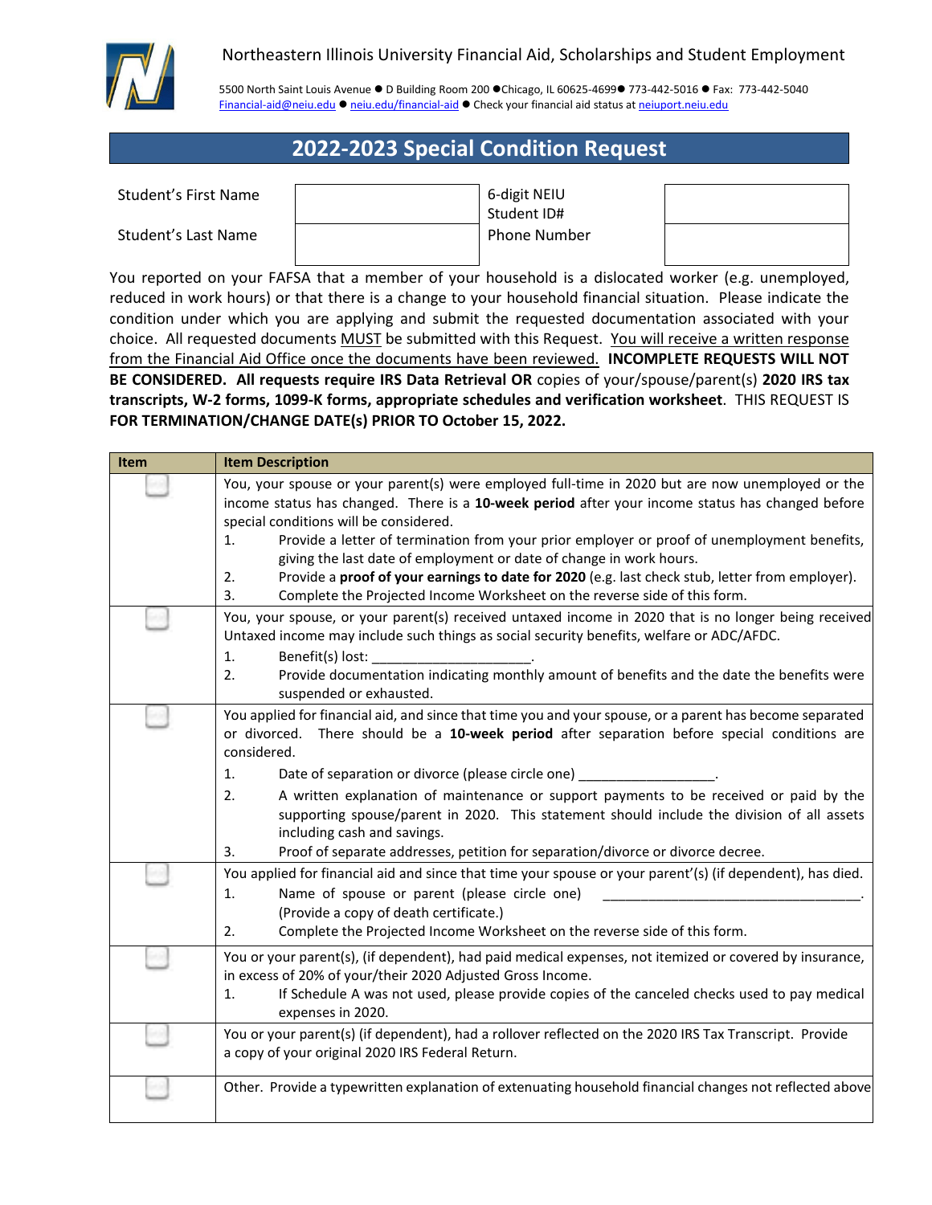Northeastern Illinois University Financial Aid, Scholarships and Student Employment

5500 North Saint Louis Avenue ● D Building Room 200 ●Chicago, IL 60625-4699● 773-442-5016 ● Fax: 773-442-5040
Financial-aid@neiu.edu ● neiu.edu/financial-aid ● Check your financial aid status at neiuport.neiu.edu

# 2022-2023 Special Condition Request

| Student's First Name | | 6-digit NEIU Student ID# | |
|---|---|---|---|
| Student's Last Name | | Phone Number | |

You reported on your FAFSA that a member of your household is a dislocated worker (e.g. unemployed, reduced in work hours) or that there is a change to your household financial situation. Please indicate the condition under which you are applying and submit the requested documentation associated with your choice. All requested documents MUST be submitted with this Request. You will receive a written response from the Financial Aid Office once the documents have been reviewed. **INCOMPLETE REQUESTS WILL NOT BE CONSIDERED. All requests require IRS Data Retrieval OR** copies of your/spouse/parent(s) **2020 IRS tax transcripts, W-2 forms, 1099-K forms, appropriate schedules and verification worksheet**. THIS REQUEST IS **FOR TERMINATION/CHANGE DATE(s) PRIOR TO October 15, 2022.**

| Item | Item Description |
|---|---|
| ☐ | You, your spouse or your parent(s) were employed full-time in 2020 but are now unemployed or the income status has changed. There is a **10-week period** after your income status has changed before special conditions will be considered.<br>1. Provide a letter of termination from your prior employer or proof of unemployment benefits, giving the last date of employment or date of change in work hours.<br>2. Provide a **proof of your earnings to date for 2020** (e.g. last check stub, letter from employer).<br>3. Complete the Projected Income Worksheet on the reverse side of this form. |
| ☐ | You, your spouse, or your parent(s) received untaxed income in 2020 that is no longer being received Untaxed income may include such things as social security benefits, welfare or ADC/AFDC.<br>1. Benefit(s) lost: _____________________.<br>2. Provide documentation indicating monthly amount of benefits and the date the benefits were suspended or exhausted. |
| ☐ | You applied for financial aid, and since that time you and your spouse, or a parent has become separated or divorced. There should be a **10-week period** after separation before special conditions are considered.<br>1. Date of separation or divorce (please circle one) __________________.<br>2. A written explanation of maintenance or support payments to be received or paid by the supporting spouse/parent in 2020. This statement should include the division of all assets including cash and savings.<br>3. Proof of separate addresses, petition for separation/divorce or divorce decree. |
| ☐ | You applied for financial aid and since that time your spouse or your parent'(s) (if dependent), has died.<br>1. Name of spouse or parent (please circle one) ___________________________________.<br>(Provide a copy of death certificate.)<br>2. Complete the Projected Income Worksheet on the reverse side of this form. |
| ☐ | You or your parent(s), (if dependent), had paid medical expenses, not itemized or covered by insurance, in excess of 20% of your/their 2020 Adjusted Gross Income.<br>1. If Schedule A was not used, please provide copies of the canceled checks used to pay medical expenses in 2020. |
| ☐ | You or your parent(s) (if dependent), had a rollover reflected on the 2020 IRS Tax Transcript. Provide a copy of your original 2020 IRS Federal Return. |
| ☐ | Other. Provide a typewritten explanation of extenuating household financial changes not reflected above |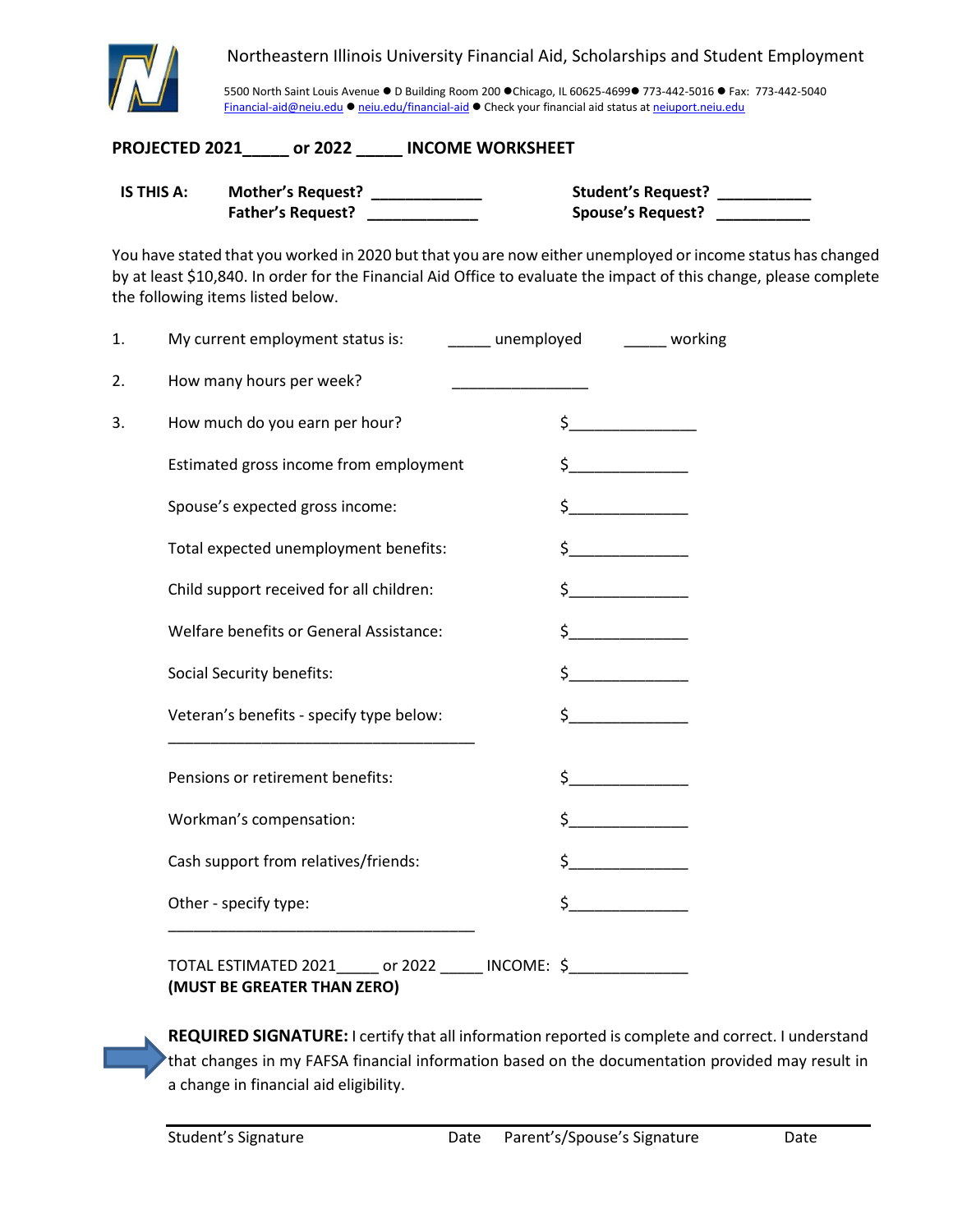Northeastern Illinois University Financial Aid, Scholarships and Student Employment

5500 North Saint Louis Avenue ● D Building Room 200 ●Chicago, IL 60625-4699● 773-442-5016 ● Fax: 773-442-5040
Financial-aid@neiu.edu ● neiu.edu/financial-aid ● Check your financial aid status at neiuport.neiu.edu

**PROJECTED 2021_____ or 2022 _____ INCOME WORKSHEET**

**IS THIS A:** **Mother's Request?** _____________ **Student's Request?** ___________
**Father's Request?** _____________ **Spouse's Request?** ___________

You have stated that you worked in 2020 but that you are now either unemployed or income status has changed by at least $10,840. In order for the Financial Aid Office to evaluate the impact of this change, please complete the following items listed below.

1. My current employment status is: _____ unemployed _____ working
2. How many hours per week? ________________
3. How much do you earn per hour? $_______________

Estimated gross income from employment $______________

Spouse's expected gross income: $______________

Total expected unemployment benefits: $______________

Child support received for all children: $______________

Welfare benefits or General Assistance: $______________

Social Security benefits: $______________

Veteran's benefits - specify type below: $______________

____________________________________

Pensions or retirement benefits: $______________

Workman's compensation: $______________

Cash support from relatives/friends: $______________

Other - specify type: $______________

____________________________________

TOTAL ESTIMATED 2021_____ or 2022 _____ INCOME: $______________
**(MUST BE GREATER THAN ZERO)**

**REQUIRED SIGNATURE:** I certify that all information reported is complete and correct. I understand that changes in my FAFSA financial information based on the documentation provided may result in a change in financial aid eligibility.

Student's Signature Date Parent's/Spouse's Signature Date